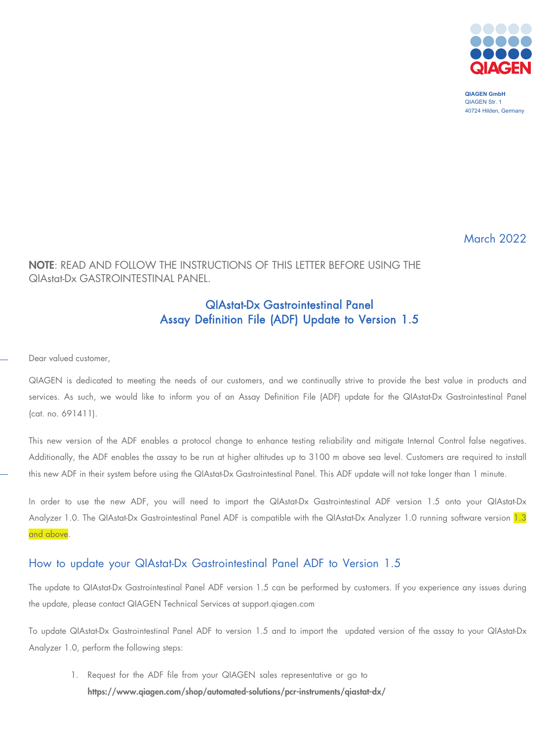QIAGEN GmbH
QIAGEN Str. 1
40724 Hilden, Germany

March 2022

**NOTE**: READ AND FOLLOW THE INSTRUCTIONS OF THIS LETTER BEFORE USING THE QIAstat-Dx GASTROINTESTINAL PANEL.

# QIAstat-Dx Gastrointestinal Panel Assay Definition File (ADF) Update to Version 1.5

Dear valued customer,

QIAGEN is dedicated to meeting the needs of our customers, and we continually strive to provide the best value in products and services. As such, we would like to inform you of an Assay Definition File (ADF) update for the QIAstat-Dx Gastrointestinal Panel (cat. no. 691411).

This new version of the ADF enables a protocol change to enhance testing reliability and mitigate Internal Control false negatives. Additionally, the ADF enables the assay to be run at higher altitudes up to 3100 m above sea level. Customers are required to install this new ADF in their system before using the QIAstat-Dx Gastrointestinal Panel. This ADF update will not take longer than 1 minute.

In order to use the new ADF, you will need to import the QIAstat-Dx Gastrointestinal ADF version 1.5 onto your QIAstat-Dx Analyzer 1.0. The QIAstat-Dx Gastrointestinal Panel ADF is compatible with the QIAstat-Dx Analyzer 1.0 running software version 1.3 and above.

## How to update your QIAstat-Dx Gastrointestinal Panel ADF to Version 1.5

The update to QIAstat-Dx Gastrointestinal Panel ADF version 1.5 can be performed by customers. If you experience any issues during the update, please contact QIAGEN Technical Services at support.qiagen.com

To update QIAstat-Dx Gastrointestinal Panel ADF to version 1.5 and to import the updated version of the assay to your QIAstat-Dx Analyzer 1.0, perform the following steps:

1. Request for the ADF file from your QIAGEN sales representative or go to **https://www.qiagen.com/shop/automated-solutions/pcr-instruments/qiastat-dx/**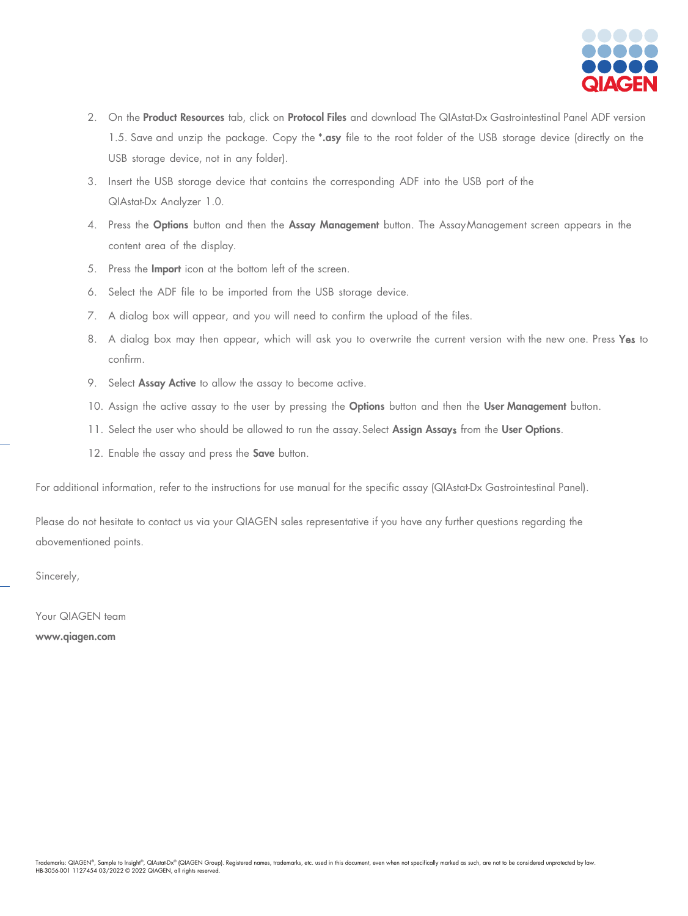2. On the **Product Resources** tab, click on **Protocol Files** and download The QIAstat-Dx Gastrointestinal Panel ADF version 1.5. Save and unzip the package. Copy the ***.asy** file to the root folder of the USB storage device (directly on the USB storage device, not in any folder).
3. Insert the USB storage device that contains the corresponding ADF into the USB port of the QIAstat-Dx Analyzer 1.0.
4. Press the **Options** button and then the **Assay Management** button. The AssayManagement screen appears in the content area of the display.
5. Press the **Import** icon at the bottom left of the screen.
6. Select the ADF file to be imported from the USB storage device.
7. A dialog box will appear, and you will need to confirm the upload of the files.
8. A dialog box may then appear, which will ask you to overwrite the current version with the new one. Press **Yes** to confirm.
9. Select **Assay Active** to allow the assay to become active.
10. Assign the active assay to the user by pressing the **Options** button and then the **User Management** button.
11. Select the user who should be allowed to run the assay. Select **Assign Assays** from the **User Options**.
12. Enable the assay and press the **Save** button.

For additional information, refer to the instructions for use manual for the specific assay (QIAstat-Dx Gastrointestinal Panel).

Please do not hesitate to contact us via your QIAGEN sales representative if you have any further questions regarding the abovementioned points.

Sincerely,

Your QIAGEN team
**www.qiagen.com**

Trademarks: QIAGEN®, Sample to Insight®, QIAstat-Dx® (QIAGEN Group). Registered names, trademarks, etc. used in this document, even when not specifically marked as such, are not to be considered unprotected by law.
HB-3056-001 1127454 03/2022 © 2022 QIAGEN, all rights reserved.